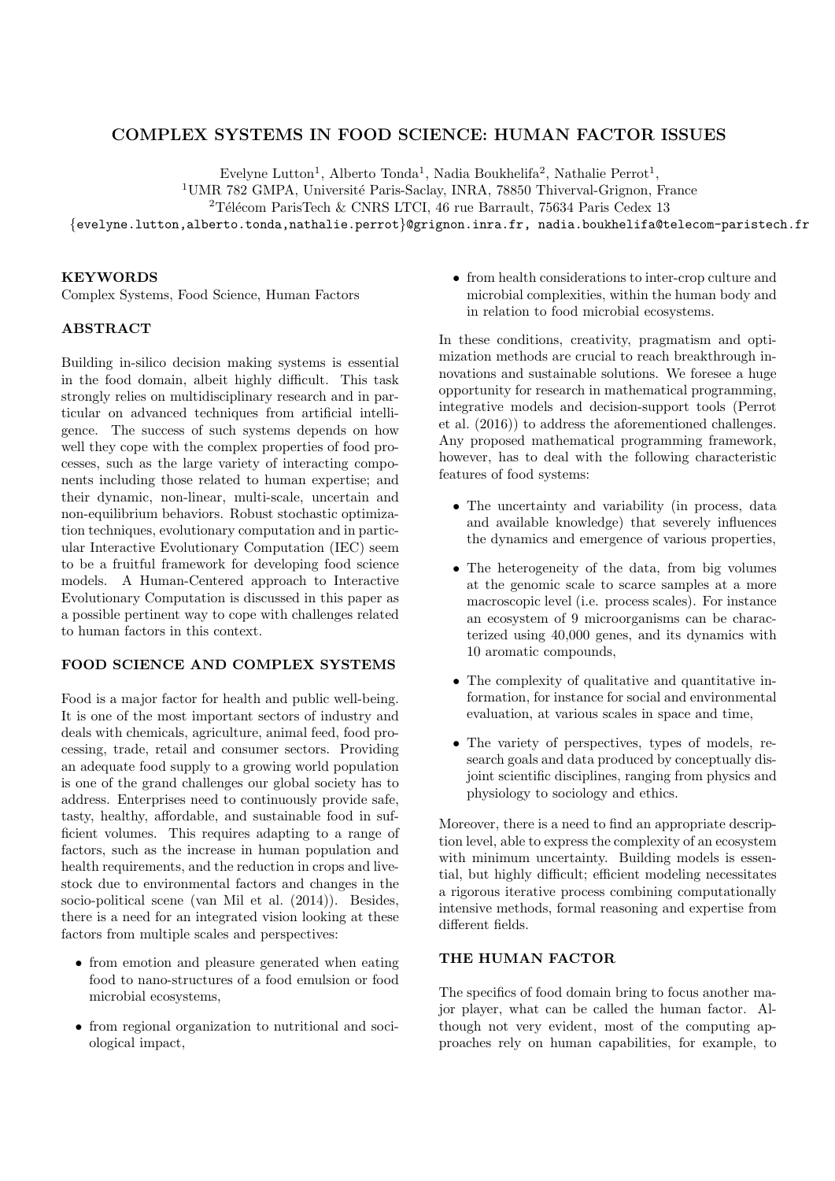# COMPLEX SYSTEMS IN FOOD SCIENCE: HUMAN FACTOR ISSUES

Evelyne Lutton[1], Alberto Tonda[1], Nadia Boukhelifa[2], Nathalie Perrot[1],
[1]UMR 782 GMPA, Université Paris-Saclay, INRA, 78850 Thiverval-Grignon, France
[2]Télécom ParisTech & CNRS LTCI, 46 rue Barrault, 75634 Paris Cedex 13
{evelyne.lutton,alberto.tonda,nathalie.perrot}@grignon.inra.fr, nadia.boukhelifa@telecom-paristech.fr

## KEYWORDS

Complex Systems, Food Science, Human Factors

## ABSTRACT

Building in-silico decision making systems is essential in the food domain, albeit highly difficult. This task strongly relies on multidisciplinary research and in particular on advanced techniques from artificial intelligence. The success of such systems depends on how well they cope with the complex properties of food processes, such as the large variety of interacting components including those related to human expertise; and their dynamic, non-linear, multi-scale, uncertain and non-equilibrium behaviors. Robust stochastic optimization techniques, evolutionary computation and in particular Interactive Evolutionary Computation (IEC) seem to be a fruitful framework for developing food science models. A Human-Centered approach to Interactive Evolutionary Computation is discussed in this paper as a possible pertinent way to cope with challenges related to human factors in this context.

## FOOD SCIENCE AND COMPLEX SYSTEMS

Food is a major factor for health and public well-being. It is one of the most important sectors of industry and deals with chemicals, agriculture, animal feed, food processing, trade, retail and consumer sectors. Providing an adequate food supply to a growing world population is one of the grand challenges our global society has to address. Enterprises need to continuously provide safe, tasty, healthy, affordable, and sustainable food in sufficient volumes. This requires adapting to a range of factors, such as the increase in human population and health requirements, and the reduction in crops and livestock due to environmental factors and changes in the socio-political scene (van Mil et al. (2014)). Besides, there is a need for an integrated vision looking at these factors from multiple scales and perspectives:

- from emotion and pleasure generated when eating food to nano-structures of a food emulsion or food microbial ecosystems,
- from regional organization to nutritional and sociological impact,
- from health considerations to inter-crop culture and microbial complexities, within the human body and in relation to food microbial ecosystems.

In these conditions, creativity, pragmatism and optimization methods are crucial to reach breakthrough innovations and sustainable solutions. We foresee a huge opportunity for research in mathematical programming, integrative models and decision-support tools (Perrot et al. (2016)) to address the aforementioned challenges. Any proposed mathematical programming framework, however, has to deal with the following characteristic features of food systems:

- The uncertainty and variability (in process, data and available knowledge) that severely influences the dynamics and emergence of various properties,
- The heterogeneity of the data, from big volumes at the genomic scale to scarce samples at a more macroscopic level (i.e. process scales). For instance an ecosystem of 9 microorganisms can be characterized using 40,000 genes, and its dynamics with 10 aromatic compounds,
- The complexity of qualitative and quantitative information, for instance for social and environmental evaluation, at various scales in space and time,
- The variety of perspectives, types of models, research goals and data produced by conceptually disjoint scientific disciplines, ranging from physics and physiology to sociology and ethics.

Moreover, there is a need to find an appropriate description level, able to express the complexity of an ecosystem with minimum uncertainty. Building models is essential, but highly difficult; efficient modeling necessitates a rigorous iterative process combining computationally intensive methods, formal reasoning and expertise from different fields.

## THE HUMAN FACTOR

The specifics of food domain bring to focus another major player, what can be called the human factor. Although not very evident, most of the computing approaches rely on human capabilities, for example, to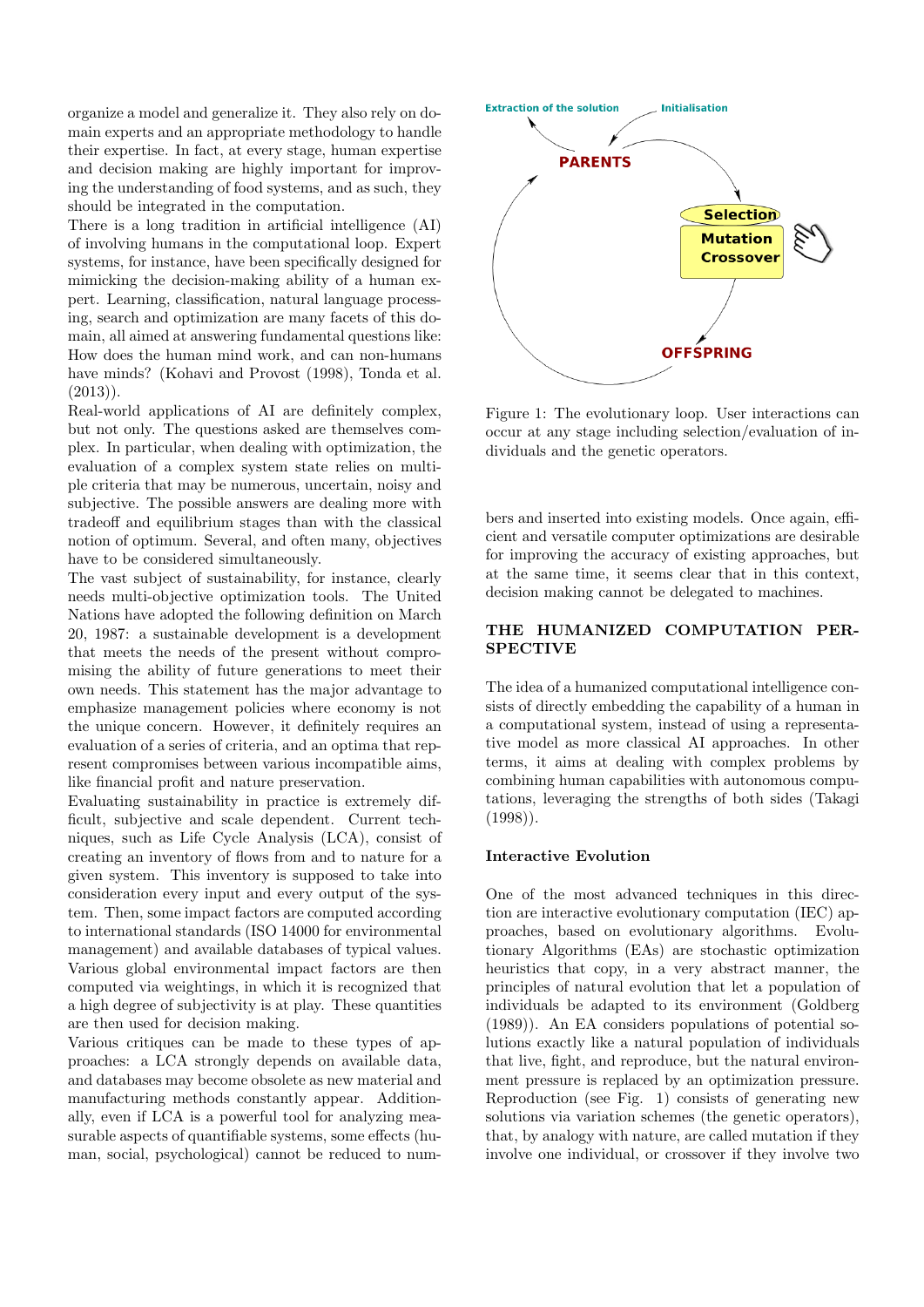organize a model and generalize it. They also rely on domain experts and an appropriate methodology to handle their expertise. In fact, at every stage, human expertise and decision making are highly important for improving the understanding of food systems, and as such, they should be integrated in the computation.

There is a long tradition in artificial intelligence (AI) of involving humans in the computational loop. Expert systems, for instance, have been specifically designed for mimicking the decision-making ability of a human expert. Learning, classification, natural language processing, search and optimization are many facets of this domain, all aimed at answering fundamental questions like: How does the human mind work, and can non-humans have minds? (Kohavi and Provost (1998), Tonda et al. (2013)).

Real-world applications of AI are definitely complex, but not only. The questions asked are themselves complex. In particular, when dealing with optimization, the evaluation of a complex system state relies on multiple criteria that may be numerous, uncertain, noisy and subjective. The possible answers are dealing more with tradeoff and equilibrium stages than with the classical notion of optimum. Several, and often many, objectives have to be considered simultaneously.

The vast subject of sustainability, for instance, clearly needs multi-objective optimization tools. The United Nations have adopted the following definition on March 20, 1987: a sustainable development is a development that meets the needs of the present without compromising the ability of future generations to meet their own needs. This statement has the major advantage to emphasize management policies where economy is not the unique concern. However, it definitely requires an evaluation of a series of criteria, and an optima that represent compromises between various incompatible aims, like financial profit and nature preservation.

Evaluating sustainability in practice is extremely difficult, subjective and scale dependent. Current techniques, such as Life Cycle Analysis (LCA), consist of creating an inventory of flows from and to nature for a given system. This inventory is supposed to take into consideration every input and every output of the system. Then, some impact factors are computed according to international standards (ISO 14000 for environmental management) and available databases of typical values. Various global environmental impact factors are then computed via weightings, in which it is recognized that a high degree of subjectivity is at play. These quantities are then used for decision making.

Various critiques can be made to these types of approaches: a LCA strongly depends on available data, and databases may become obsolete as new material and manufacturing methods constantly appear. Additionally, even if LCA is a powerful tool for analyzing measurable aspects of quantifiable systems, some effects (human, social, psychological) cannot be reduced to numbers and inserted into existing models. Once again, efficient and versatile computer optimizations are desirable for improving the accuracy of existing approaches, but at the same time, it seems clear that in this context, decision making cannot be delegated to machines.

Figure 1: The evolutionary loop. User interactions can occur at any stage including selection/evaluation of individuals and the genetic operators.

## THE HUMANIZED COMPUTATION PERSPECTIVE

The idea of a humanized computational intelligence consists of directly embedding the capability of a human in a computational system, instead of using a representative model as more classical AI approaches. In other terms, it aims at dealing with complex problems by combining human capabilities with autonomous computations, leveraging the strengths of both sides (Takagi (1998)).

### Interactive Evolution

One of the most advanced techniques in this direction are interactive evolutionary computation (IEC) approaches, based on evolutionary algorithms. Evolutionary Algorithms (EAs) are stochastic optimization heuristics that copy, in a very abstract manner, the principles of natural evolution that let a population of individuals be adapted to its environment (Goldberg (1989)). An EA considers populations of potential solutions exactly like a natural population of individuals that live, fight, and reproduce, but the natural environment pressure is replaced by an optimization pressure. Reproduction (see Fig. 1) consists of generating new solutions via variation schemes (the genetic operators), that, by analogy with nature, are called mutation if they involve one individual, or crossover if they involve two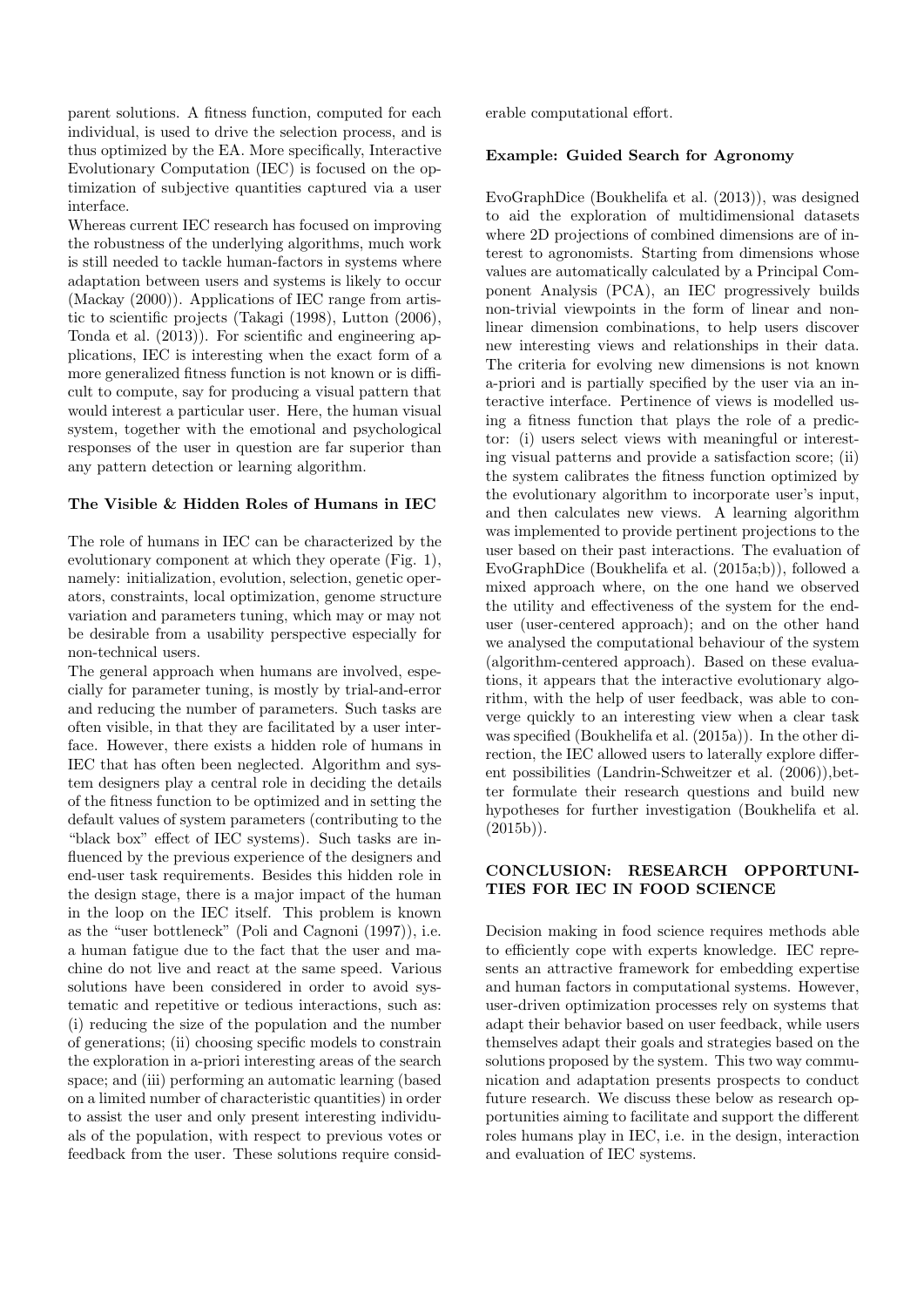parent solutions. A fitness function, computed for each individual, is used to drive the selection process, and is thus optimized by the EA. More specifically, Interactive Evolutionary Computation (IEC) is focused on the optimization of subjective quantities captured via a user interface.

Whereas current IEC research has focused on improving the robustness of the underlying algorithms, much work is still needed to tackle human-factors in systems where adaptation between users and systems is likely to occur (Mackay (2000)). Applications of IEC range from artistic to scientific projects (Takagi (1998), Lutton (2006), Tonda et al. (2013)). For scientific and engineering applications, IEC is interesting when the exact form of a more generalized fitness function is not known or is difficult to compute, say for producing a visual pattern that would interest a particular user. Here, the human visual system, together with the emotional and psychological responses of the user in question are far superior than any pattern detection or learning algorithm.

### The Visible & Hidden Roles of Humans in IEC

The role of humans in IEC can be characterized by the evolutionary component at which they operate (Fig. 1), namely: initialization, evolution, selection, genetic operators, constraints, local optimization, genome structure variation and parameters tuning, which may or may not be desirable from a usability perspective especially for non-technical users.

The general approach when humans are involved, especially for parameter tuning, is mostly by trial-and-error and reducing the number of parameters. Such tasks are often visible, in that they are facilitated by a user interface. However, there exists a hidden role of humans in IEC that has often been neglected. Algorithm and system designers play a central role in deciding the details of the fitness function to be optimized and in setting the default values of system parameters (contributing to the "black box" effect of IEC systems). Such tasks are influenced by the previous experience of the designers and end-user task requirements. Besides this hidden role in the design stage, there is a major impact of the human in the loop on the IEC itself. This problem is known as the "user bottleneck" (Poli and Cagnoni (1997)), i.e. a human fatigue due to the fact that the user and machine do not live and react at the same speed. Various solutions have been considered in order to avoid systematic and repetitive or tedious interactions, such as: (i) reducing the size of the population and the number of generations; (ii) choosing specific models to constrain the exploration in a-priori interesting areas of the search space; and (iii) performing an automatic learning (based on a limited number of characteristic quantities) in order to assist the user and only present interesting individuals of the population, with respect to previous votes or feedback from the user. These solutions require considerable computational effort.

### Example: Guided Search for Agronomy

EvoGraphDice (Boukhelifa et al. (2013)), was designed to aid the exploration of multidimensional datasets where 2D projections of combined dimensions are of interest to agronomists. Starting from dimensions whose values are automatically calculated by a Principal Component Analysis (PCA), an IEC progressively builds non-trivial viewpoints in the form of linear and nonlinear dimension combinations, to help users discover new interesting views and relationships in their data. The criteria for evolving new dimensions is not known a-priori and is partially specified by the user via an interactive interface. Pertinence of views is modelled using a fitness function that plays the role of a predictor: (i) users select views with meaningful or interesting visual patterns and provide a satisfaction score; (ii) the system calibrates the fitness function optimized by the evolutionary algorithm to incorporate user's input, and then calculates new views. A learning algorithm was implemented to provide pertinent projections to the user based on their past interactions. The evaluation of EvoGraphDice (Boukhelifa et al. (2015a;b)), followed a mixed approach where, on the one hand we observed the utility and effectiveness of the system for the end-user (user-centered approach); and on the other hand we analysed the computational behaviour of the system (algorithm-centered approach). Based on these evaluations, it appears that the interactive evolutionary algorithm, with the help of user feedback, was able to converge quickly to an interesting view when a clear task was specified (Boukhelifa et al. (2015a)). In the other direction, the IEC allowed users to laterally explore different possibilities (Landrin-Schweitzer et al. (2006)),better formulate their research questions and build new hypotheses for further investigation (Boukhelifa et al. (2015b)).

## CONCLUSION: RESEARCH OPPORTUNITIES FOR IEC IN FOOD SCIENCE

Decision making in food science requires methods able to efficiently cope with experts knowledge. IEC represents an attractive framework for embedding expertise and human factors in computational systems. However, user-driven optimization processes rely on systems that adapt their behavior based on user feedback, while users themselves adapt their goals and strategies based on the solutions proposed by the system. This two way communication and adaptation presents prospects to conduct future research. We discuss these below as research opportunities aiming to facilitate and support the different roles humans play in IEC, i.e. in the design, interaction and evaluation of IEC systems.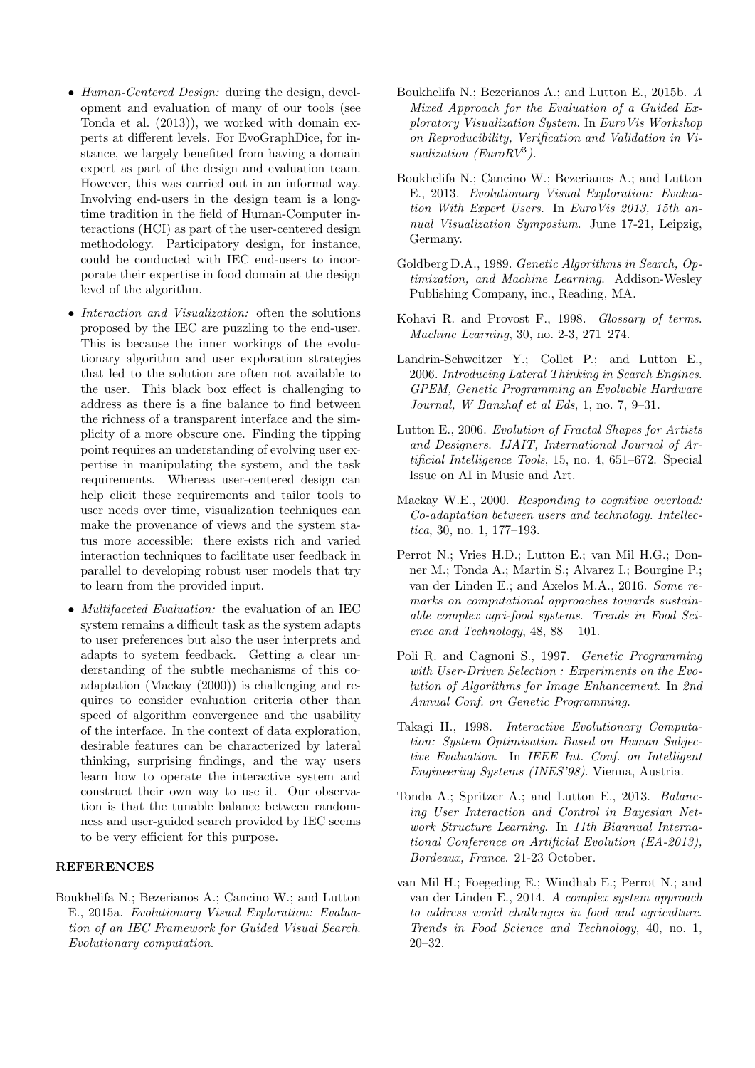- *Human-Centered Design:* during the design, development and evaluation of many of our tools (see Tonda et al. (2013)), we worked with domain experts at different levels. For EvoGraphDice, for instance, we largely benefited from having a domain expert as part of the design and evaluation team. However, this was carried out in an informal way. Involving end-users in the design team is a longtime tradition in the field of Human-Computer interactions (HCI) as part of the user-centered design methodology. Participatory design, for instance, could be conducted with IEC end-users to incorporate their expertise in food domain at the design level of the algorithm.
- *Interaction and Visualization:* often the solutions proposed by the IEC are puzzling to the end-user. This is because the inner workings of the evolutionary algorithm and user exploration strategies that led to the solution are often not available to the user. This black box effect is challenging to address as there is a fine balance to find between the richness of a transparent interface and the simplicity of a more obscure one. Finding the tipping point requires an understanding of evolving user expertise in manipulating the system, and the task requirements. Whereas user-centered design can help elicit these requirements and tailor tools to user needs over time, visualization techniques can make the provenance of views and the system status more accessible: there exists rich and varied interaction techniques to facilitate user feedback in parallel to developing robust user models that try to learn from the provided input.
- *Multifaceted Evaluation:* the evaluation of an IEC system remains a difficult task as the system adapts to user preferences but also the user interprets and adapts to system feedback. Getting a clear understanding of the subtle mechanisms of this co-adaptation (Mackay (2000)) is challenging and requires to consider evaluation criteria other than speed of algorithm convergence and the usability of the interface. In the context of data exploration, desirable features can be characterized by lateral thinking, surprising findings, and the way users learn how to operate the interactive system and construct their own way to use it. Our observation is that the tunable balance between randomness and user-guided search provided by IEC seems to be very efficient for this purpose.

## REFERENCES

Boukhelifa N.; Bezerianos A.; Cancino W.; and Lutton E., 2015a. *Evolutionary Visual Exploration: Evaluation of an IEC Framework for Guided Visual Search. Evolutionary computation.*

Boukhelifa N.; Bezerianos A.; and Lutton E., 2015b. *A Mixed Approach for the Evaluation of a Guided Exploratory Visualization System.* In *EuroVis Workshop on Reproducibility, Verification and Validation in Visualization (EuroRV$^3$).*

Boukhelifa N.; Cancino W.; Bezerianos A.; and Lutton E., 2013. *Evolutionary Visual Exploration: Evaluation With Expert Users.* In *EuroVis 2013, 15th annual Visualization Symposium.* June 17-21, Leipzig, Germany.

Goldberg D.A., 1989. *Genetic Algorithms in Search, Optimization, and Machine Learning.* Addison-Wesley Publishing Company, inc., Reading, MA.

Kohavi R. and Provost F., 1998. *Glossary of terms. Machine Learning*, 30, no. 2-3, 271–274.

Landrin-Schweitzer Y.; Collet P.; and Lutton E., 2006. *Introducing Lateral Thinking in Search Engines. GPEM, Genetic Programming an Evolvable Hardware Journal, W Banzhaf et al Eds*, 1, no. 7, 9–31.

Lutton E., 2006. *Evolution of Fractal Shapes for Artists and Designers. IJAIT, International Journal of Artificial Intelligence Tools*, 15, no. 4, 651–672. Special Issue on AI in Music and Art.

Mackay W.E., 2000. *Responding to cognitive overload: Co-adaptation between users and technology. Intellectica*, 30, no. 1, 177–193.

Perrot N.; Vries H.D.; Lutton E.; van Mil H.G.; Donner M.; Tonda A.; Martin S.; Alvarez I.; Bourgine P.; van der Linden E.; and Axelos M.A., 2016. *Some remarks on computational approaches towards sustainable complex agri-food systems. Trends in Food Science and Technology*, 48, 88 – 101.

Poli R. and Cagnoni S., 1997. *Genetic Programming with User-Driven Selection : Experiments on the Evolution of Algorithms for Image Enhancement.* In *2nd Annual Conf. on Genetic Programming.*

Takagi H., 1998. *Interactive Evolutionary Computation: System Optimisation Based on Human Subjective Evaluation.* In *IEEE Int. Conf. on Intelligent Engineering Systems (INES'98).* Vienna, Austria.

Tonda A.; Spritzer A.; and Lutton E., 2013. *Balancing User Interaction and Control in Bayesian Network Structure Learning.* In *11th Biannual International Conference on Artificial Evolution (EA-2013), Bordeaux, France.* 21-23 October.

van Mil H.; Foegeding E.; Windhab E.; Perrot N.; and van der Linden E., 2014. *A complex system approach to address world challenges in food and agriculture. Trends in Food Science and Technology*, 40, no. 1, 20–32.